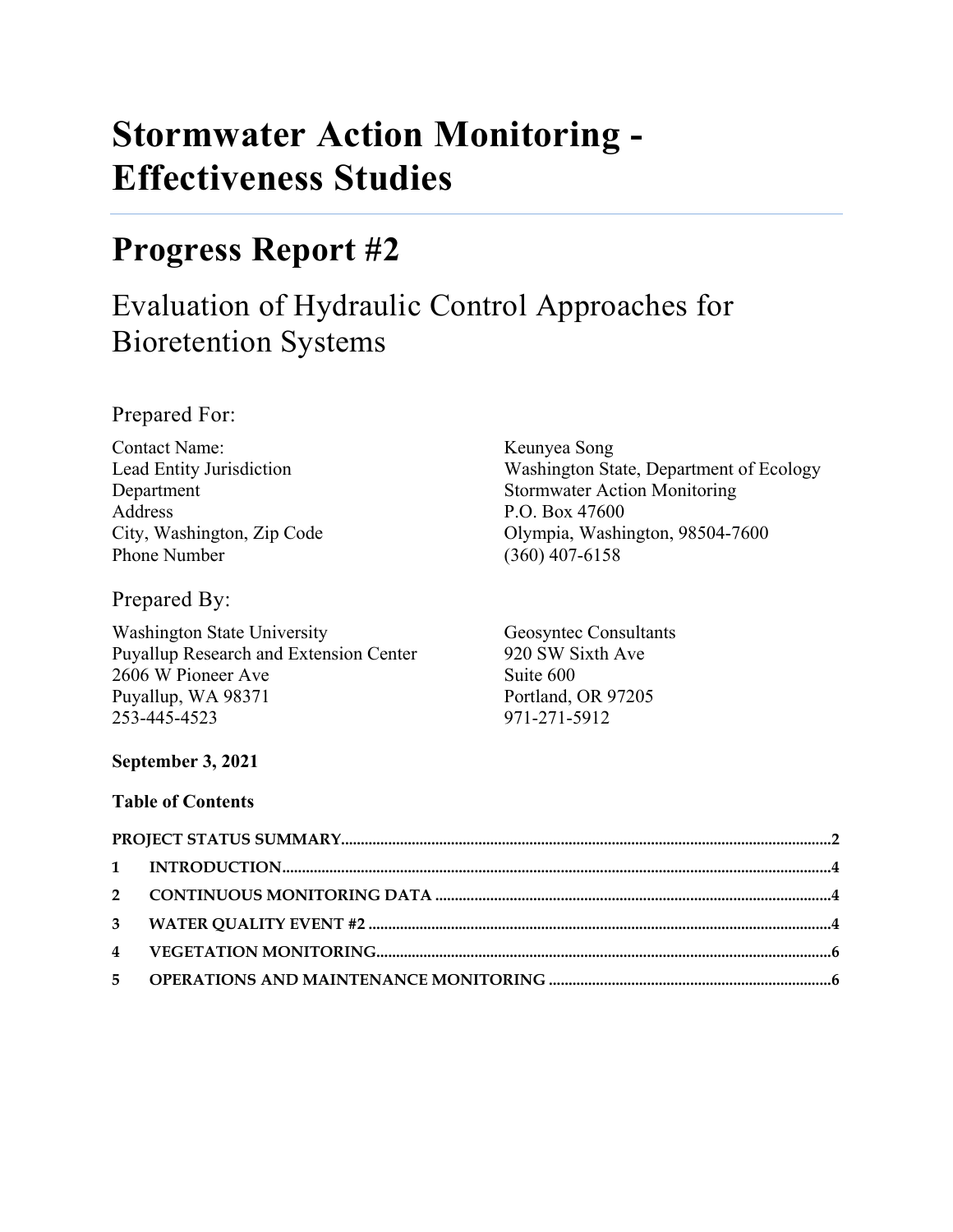# Stormwater Action Monitoring - Effectiveness Studies

## Progress Report #2

### Evaluation of Hydraulic Control Approaches for Bioretention Systems

Prepared For:

| | |
|---|---|
| Contact Name: | Keunyea Song |
| Lead Entity Jurisdiction | Washington State, Department of Ecology |
| Department | Stormwater Action Monitoring |
| Address | P.O. Box 47600 |
| City, Washington, Zip Code | Olympia, Washington, 98504-7600 |
| Phone Number | (360) 407-6158 |

Prepared By:

Washington State University
Puyallup Research and Extension Center
2606 W Pioneer Ave
Puyallup, WA 98371
253-445-4523

Geosyntec Consultants
920 SW Sixth Ave
Suite 600
Portland, OR 97205
971-271-5912

**September 3, 2021**

**Table of Contents**

**PROJECT STATUS SUMMARY** .......... 2

**1 INTRODUCTION** .......... 4

**2 CONTINUOUS MONITORING DATA** .......... 4

**3 WATER QUALITY EVENT #2** .......... 4

**4 VEGETATION MONITORING** .......... 6

**5 OPERATIONS AND MAINTENANCE MONITORING** .......... 6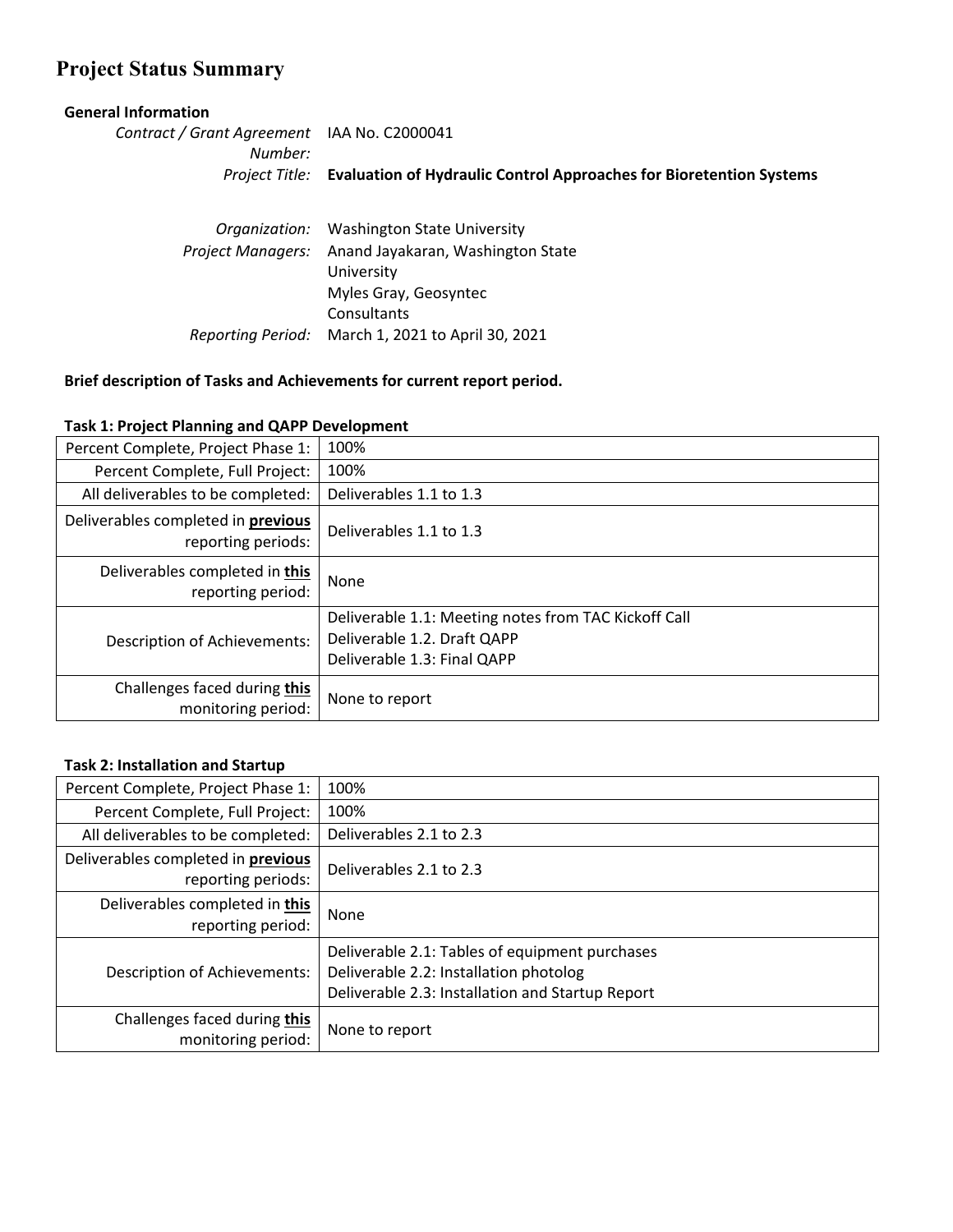# Project Status Summary

**General Information**

*Contract / Grant Agreement Number:* IAA No. C2000041

*Project Title:* **Evaluation of Hydraulic Control Approaches for Bioretention Systems**

*Organization:* Washington State University

*Project Managers:* Anand Jayakaran, Washington State University
Myles Gray, Geosyntec Consultants

*Reporting Period:* March 1, 2021 to April 30, 2021

**Brief description of Tasks and Achievements for current report period.**

**Task 1: Project Planning and QAPP Development**

| | |
|---|---|
| Percent Complete, Project Phase 1: | 100% |
| Percent Complete, Full Project: | 100% |
| All deliverables to be completed: | Deliverables 1.1 to 1.3 |
| Deliverables completed in **previous** reporting periods: | Deliverables 1.1 to 1.3 |
| Deliverables completed in **this** reporting period: | None |
| Description of Achievements: | Deliverable 1.1: Meeting notes from TAC Kickoff Call<br>Deliverable 1.2. Draft QAPP<br>Deliverable 1.3: Final QAPP |
| Challenges faced during **this** monitoring period: | None to report |

**Task 2: Installation and Startup**

| | |
|---|---|
| Percent Complete, Project Phase 1: | 100% |
| Percent Complete, Full Project: | 100% |
| All deliverables to be completed: | Deliverables 2.1 to 2.3 |
| Deliverables completed in **previous** reporting periods: | Deliverables 2.1 to 2.3 |
| Deliverables completed in **this** reporting period: | None |
| Description of Achievements: | Deliverable 2.1: Tables of equipment purchases<br>Deliverable 2.2: Installation photolog<br>Deliverable 2.3: Installation and Startup Report |
| Challenges faced during **this** monitoring period: | None to report |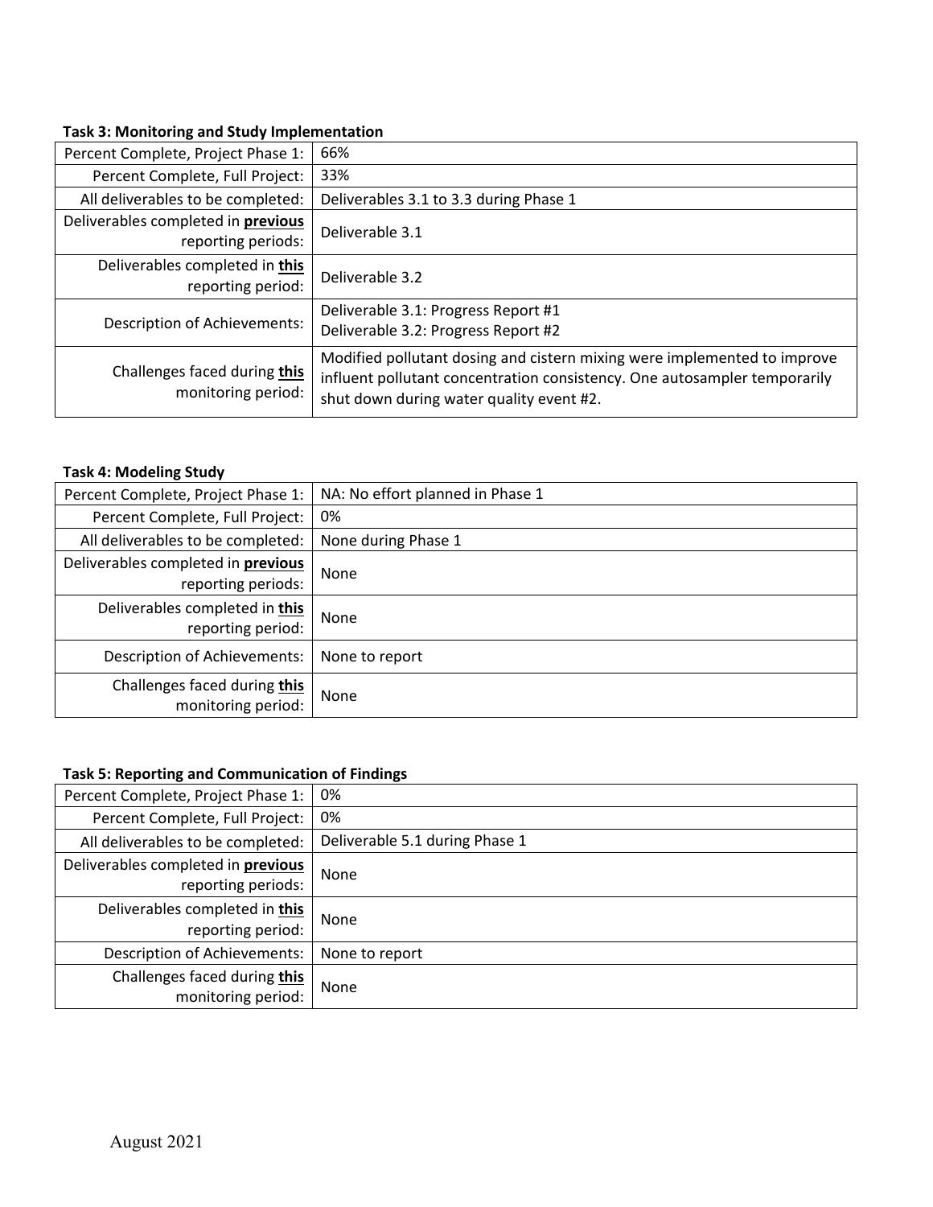**Task 3: Monitoring and Study Implementation**

| | |
|---|---|
| Percent Complete, Project Phase 1: | 66% |
| Percent Complete, Full Project: | 33% |
| All deliverables to be completed: | Deliverables 3.1 to 3.3 during Phase 1 |
| Deliverables completed in **previous** reporting periods: | Deliverable 3.1 |
| Deliverables completed in **this** reporting period: | Deliverable 3.2 |
| Description of Achievements: | Deliverable 3.1: Progress Report #1<br>Deliverable 3.2: Progress Report #2 |
| Challenges faced during **this** monitoring period: | Modified pollutant dosing and cistern mixing were implemented to improve influent pollutant concentration consistency. One autosampler temporarily shut down during water quality event #2. |

**Task 4: Modeling Study**

| | |
|---|---|
| Percent Complete, Project Phase 1: | NA: No effort planned in Phase 1 |
| Percent Complete, Full Project: | 0% |
| All deliverables to be completed: | None during Phase 1 |
| Deliverables completed in **previous** reporting periods: | None |
| Deliverables completed in **this** reporting period: | None |
| Description of Achievements: | None to report |
| Challenges faced during **this** monitoring period: | None |

**Task 5: Reporting and Communication of Findings**

| | |
|---|---|
| Percent Complete, Project Phase 1: | 0% |
| Percent Complete, Full Project: | 0% |
| All deliverables to be completed: | Deliverable 5.1 during Phase 1 |
| Deliverables completed in **previous** reporting periods: | None |
| Deliverables completed in **this** reporting period: | None |
| Description of Achievements: | None to report |
| Challenges faced during **this** monitoring period: | None |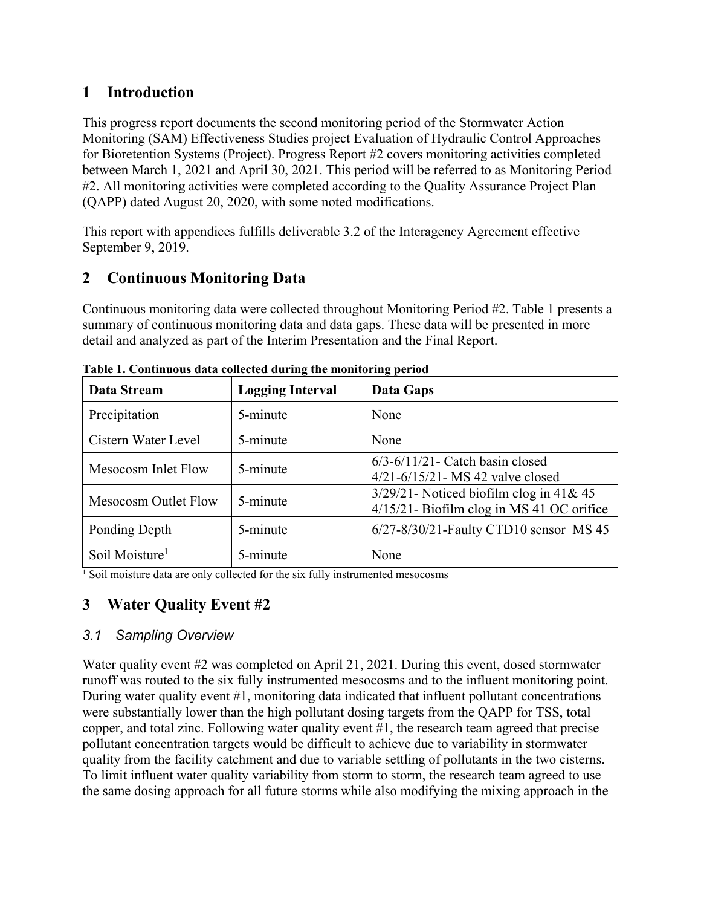# 1 Introduction

This progress report documents the second monitoring period of the Stormwater Action Monitoring (SAM) Effectiveness Studies project Evaluation of Hydraulic Control Approaches for Bioretention Systems (Project). Progress Report #2 covers monitoring activities completed between March 1, 2021 and April 30, 2021. This period will be referred to as Monitoring Period #2. All monitoring activities were completed according to the Quality Assurance Project Plan (QAPP) dated August 20, 2020, with some noted modifications.

This report with appendices fulfills deliverable 3.2 of the Interagency Agreement effective September 9, 2019.

# 2 Continuous Monitoring Data

Continuous monitoring data were collected throughout Monitoring Period #2. Table 1 presents a summary of continuous monitoring data and data gaps. These data will be presented in more detail and analyzed as part of the Interim Presentation and the Final Report.

**Table 1. Continuous data collected during the monitoring period**

| Data Stream | Logging Interval | Data Gaps |
|---|---|---|
| Precipitation | 5-minute | None |
| Cistern Water Level | 5-minute | None |
| Mesocosm Inlet Flow | 5-minute | 6/3-6/11/21- Catch basin closed<br>4/21-6/15/21- MS 42 valve closed |
| Mesocosm Outlet Flow | 5-minute | 3/29/21- Noticed biofilm clog in 41& 45<br>4/15/21- Biofilm clog in MS 41 OC orifice |
| Ponding Depth | 5-minute | 6/27-8/30/21-Faulty CTD10 sensor MS 45 |
| Soil Moisture[1] | 5-minute | None |

[1] Soil moisture data are only collected for the six fully instrumented mesocosms

# 3 Water Quality Event #2

## 3.1 Sampling Overview

Water quality event #2 was completed on April 21, 2021. During this event, dosed stormwater runoff was routed to the six fully instrumented mesocosms and to the influent monitoring point. During water quality event #1, monitoring data indicated that influent pollutant concentrations were substantially lower than the high pollutant dosing targets from the QAPP for TSS, total copper, and total zinc. Following water quality event #1, the research team agreed that precise pollutant concentration targets would be difficult to achieve due to variability in stormwater quality from the facility catchment and due to variable settling of pollutants in the two cisterns. To limit influent water quality variability from storm to storm, the research team agreed to use the same dosing approach for all future storms while also modifying the mixing approach in the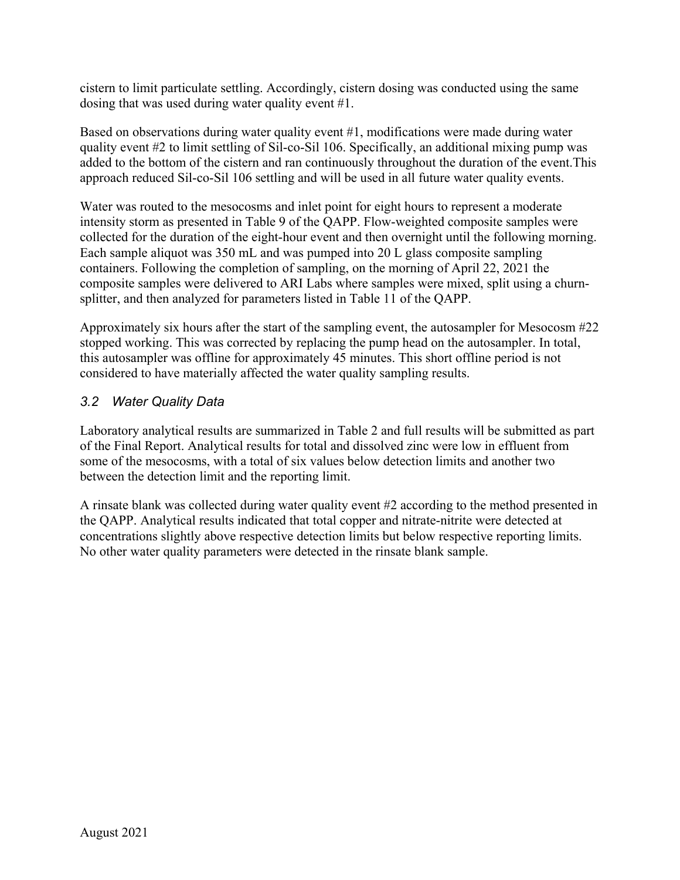cistern to limit particulate settling. Accordingly, cistern dosing was conducted using the same dosing that was used during water quality event #1.

Based on observations during water quality event #1, modifications were made during water quality event #2 to limit settling of Sil-co-Sil 106. Specifically, an additional mixing pump was added to the bottom of the cistern and ran continuously throughout the duration of the event.This approach reduced Sil-co-Sil 106 settling and will be used in all future water quality events.

Water was routed to the mesocosms and inlet point for eight hours to represent a moderate intensity storm as presented in Table 9 of the QAPP. Flow-weighted composite samples were collected for the duration of the eight-hour event and then overnight until the following morning. Each sample aliquot was 350 mL and was pumped into 20 L glass composite sampling containers. Following the completion of sampling, on the morning of April 22, 2021 the composite samples were delivered to ARI Labs where samples were mixed, split using a churn-splitter, and then analyzed for parameters listed in Table 11 of the QAPP.

Approximately six hours after the start of the sampling event, the autosampler for Mesocosm #22 stopped working. This was corrected by replacing the pump head on the autosampler. In total, this autosampler was offline for approximately 45 minutes. This short offline period is not considered to have materially affected the water quality sampling results.

### *3.2 Water Quality Data*

Laboratory analytical results are summarized in Table 2 and full results will be submitted as part of the Final Report. Analytical results for total and dissolved zinc were low in effluent from some of the mesocosms, with a total of six values below detection limits and another two between the detection limit and the reporting limit.

A rinsate blank was collected during water quality event #2 according to the method presented in the QAPP. Analytical results indicated that total copper and nitrate-nitrite were detected at concentrations slightly above respective detection limits but below respective reporting limits. No other water quality parameters were detected in the rinsate blank sample.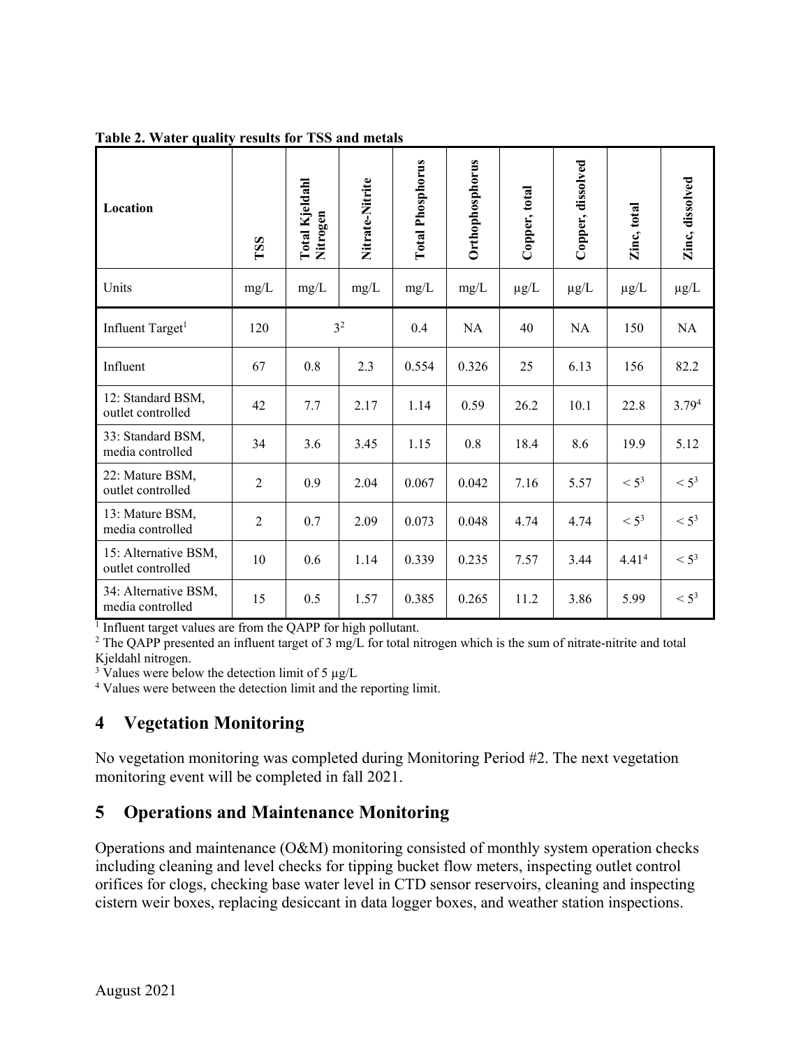**Table 2. Water quality results for TSS and metals**

| Location | TSS | Total Kjeldahl Nitrogen | Nitrate-Nitrite | Total Phosphorus | Orthophosphorus | Copper, total | Copper, dissolved | Zinc, total | Zinc, dissolved |
|---|---|---|---|---|---|---|---|---|---|
| Units | mg/L | mg/L | mg/L | mg/L | mg/L | μg/L | μg/L | μg/L | μg/L |
| Influent Target[1] | 120 | 3[2] | | 0.4 | NA | 40 | NA | 150 | NA |
| Influent | 67 | 0.8 | 2.3 | 0.554 | 0.326 | 25 | 6.13 | 156 | 82.2 |
| 12: Standard BSM, outlet controlled | 42 | 7.7 | 2.17 | 1.14 | 0.59 | 26.2 | 10.1 | 22.8 | 3.79[4] |
| 33: Standard BSM, media controlled | 34 | 3.6 | 3.45 | 1.15 | 0.8 | 18.4 | 8.6 | 19.9 | 5.12 |
| 22: Mature BSM, outlet controlled | 2 | 0.9 | 2.04 | 0.067 | 0.042 | 7.16 | 5.57 | < 5[3] | < 5[3] |
| 13: Mature BSM, media controlled | 2 | 0.7 | 2.09 | 0.073 | 0.048 | 4.74 | 4.74 | < 5[3] | < 5[3] |
| 15: Alternative BSM, outlet controlled | 10 | 0.6 | 1.14 | 0.339 | 0.235 | 7.57 | 3.44 | 4.41[4] | < 5[3] |
| 34: Alternative BSM, media controlled | 15 | 0.5 | 1.57 | 0.385 | 0.265 | 11.2 | 3.86 | 5.99 | < 5[3] |

[1] Influent target values are from the QAPP for high pollutant.
[2] The QAPP presented an influent target of 3 mg/L for total nitrogen which is the sum of nitrate-nitrite and total Kjeldahl nitrogen.
[3] Values were below the detection limit of 5 μg/L
[4] Values were between the detection limit and the reporting limit.

## 4 Vegetation Monitoring

No vegetation monitoring was completed during Monitoring Period #2. The next vegetation monitoring event will be completed in fall 2021.

## 5 Operations and Maintenance Monitoring

Operations and maintenance (O&M) monitoring consisted of monthly system operation checks including cleaning and level checks for tipping bucket flow meters, inspecting outlet control orifices for clogs, checking base water level in CTD sensor reservoirs, cleaning and inspecting cistern weir boxes, replacing desiccant in data logger boxes, and weather station inspections.